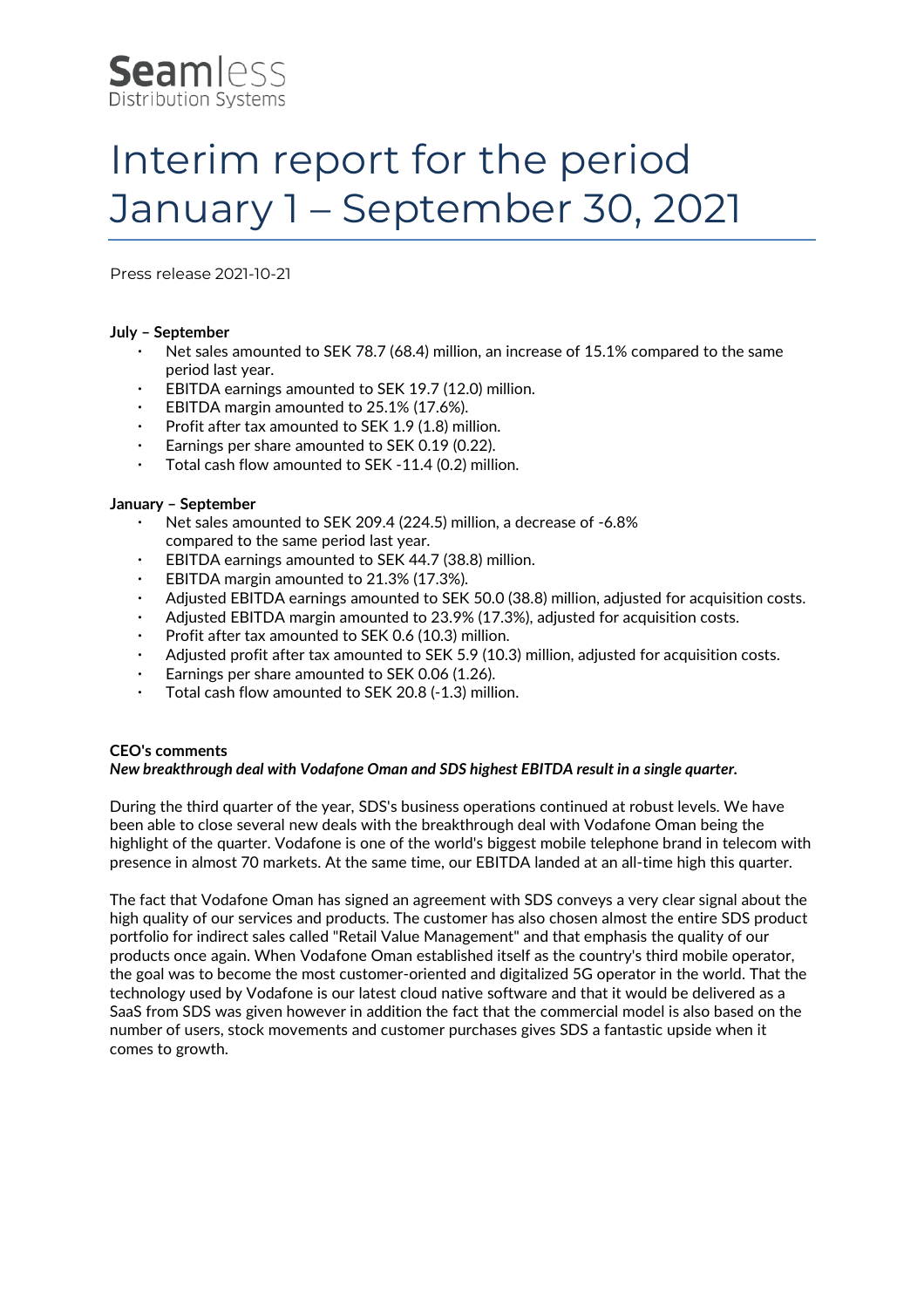Seamless
Distribution Systems

# Interim report for the period January 1 – September 30, 2021

Press release 2021-10-21

**July – September**

- Net sales amounted to SEK 78.7 (68.4) million, an increase of 15.1% compared to the same period last year.
- EBITDA earnings amounted to SEK 19.7 (12.0) million.
- EBITDA margin amounted to 25.1% (17.6%).
- Profit after tax amounted to SEK 1.9 (1.8) million.
- Earnings per share amounted to SEK 0.19 (0.22).
- Total cash flow amounted to SEK -11.4 (0.2) million.

**January – September**

- Net sales amounted to SEK 209.4 (224.5) million, a decrease of -6.8% compared to the same period last year.
- EBITDA earnings amounted to SEK 44.7 (38.8) million.
- EBITDA margin amounted to 21.3% (17.3%).
- Adjusted EBITDA earnings amounted to SEK 50.0 (38.8) million, adjusted for acquisition costs.
- Adjusted EBITDA margin amounted to 23.9% (17.3%), adjusted for acquisition costs.
- Profit after tax amounted to SEK 0.6 (10.3) million.
- Adjusted profit after tax amounted to SEK 5.9 (10.3) million, adjusted for acquisition costs.
- Earnings per share amounted to SEK 0.06 (1.26).
- Total cash flow amounted to SEK 20.8 (-1.3) million.

**CEO's comments**

***New breakthrough deal with Vodafone Oman and SDS highest EBITDA result in a single quarter.***

During the third quarter of the year, SDS's business operations continued at robust levels. We have been able to close several new deals with the breakthrough deal with Vodafone Oman being the highlight of the quarter. Vodafone is one of the world's biggest mobile telephone brand in telecom with presence in almost 70 markets. At the same time, our EBITDA landed at an all-time high this quarter.

The fact that Vodafone Oman has signed an agreement with SDS conveys a very clear signal about the high quality of our services and products. The customer has also chosen almost the entire SDS product portfolio for indirect sales called "Retail Value Management" and that emphasis the quality of our products once again. When Vodafone Oman established itself as the country's third mobile operator, the goal was to become the most customer-oriented and digitalized 5G operator in the world. That the technology used by Vodafone is our latest cloud native software and that it would be delivered as a SaaS from SDS was given however in addition the fact that the commercial model is also based on the number of users, stock movements and customer purchases gives SDS a fantastic upside when it comes to growth.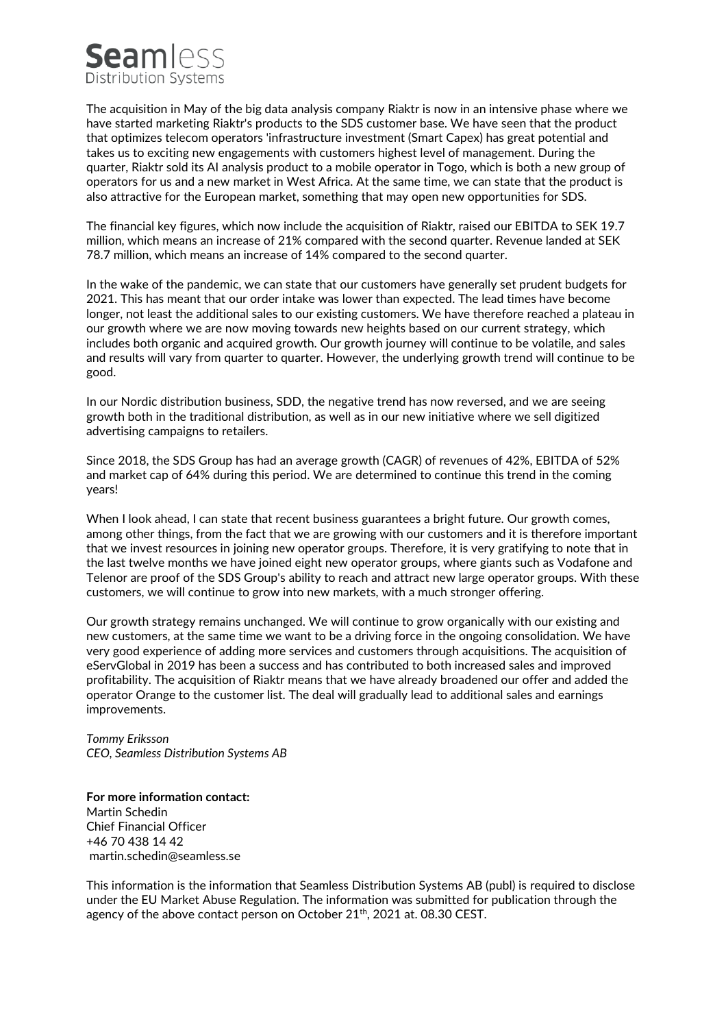The acquisition in May of the big data analysis company Riaktr is now in an intensive phase where we have started marketing Riaktr's products to the SDS customer base. We have seen that the product that optimizes telecom operators 'infrastructure investment (Smart Capex) has great potential and takes us to exciting new engagements with customers highest level of management. During the quarter, Riaktr sold its AI analysis product to a mobile operator in Togo, which is both a new group of operators for us and a new market in West Africa. At the same time, we can state that the product is also attractive for the European market, something that may open new opportunities for SDS.

The financial key figures, which now include the acquisition of Riaktr, raised our EBITDA to SEK 19.7 million, which means an increase of 21% compared with the second quarter. Revenue landed at SEK 78.7 million, which means an increase of 14% compared to the second quarter.

In the wake of the pandemic, we can state that our customers have generally set prudent budgets for 2021. This has meant that our order intake was lower than expected. The lead times have become longer, not least the additional sales to our existing customers. We have therefore reached a plateau in our growth where we are now moving towards new heights based on our current strategy, which includes both organic and acquired growth. Our growth journey will continue to be volatile, and sales and results will vary from quarter to quarter. However, the underlying growth trend will continue to be good.

In our Nordic distribution business, SDD, the negative trend has now reversed, and we are seeing growth both in the traditional distribution, as well as in our new initiative where we sell digitized advertising campaigns to retailers.

Since 2018, the SDS Group has had an average growth (CAGR) of revenues of 42%, EBITDA of 52% and market cap of 64% during this period. We are determined to continue this trend in the coming years!

When I look ahead, I can state that recent business guarantees a bright future. Our growth comes, among other things, from the fact that we are growing with our customers and it is therefore important that we invest resources in joining new operator groups. Therefore, it is very gratifying to note that in the last twelve months we have joined eight new operator groups, where giants such as Vodafone and Telenor are proof of the SDS Group's ability to reach and attract new large operator groups. With these customers, we will continue to grow into new markets, with a much stronger offering.

Our growth strategy remains unchanged. We will continue to grow organically with our existing and new customers, at the same time we want to be a driving force in the ongoing consolidation. We have very good experience of adding more services and customers through acquisitions. The acquisition of eServGlobal in 2019 has been a success and has contributed to both increased sales and improved profitability. The acquisition of Riaktr means that we have already broadened our offer and added the operator Orange to the customer list. The deal will gradually lead to additional sales and earnings improvements.

*Tommy Eriksson*
*CEO, Seamless Distribution Systems AB*

**For more information contact:**
Martin Schedin
Chief Financial Officer
+46 70 438 14 42
martin.schedin@seamless.se

This information is the information that Seamless Distribution Systems AB (publ) is required to disclose under the EU Market Abuse Regulation. The information was submitted for publication through the agency of the above contact person on October 21st, 2021 at. 08.30 CEST.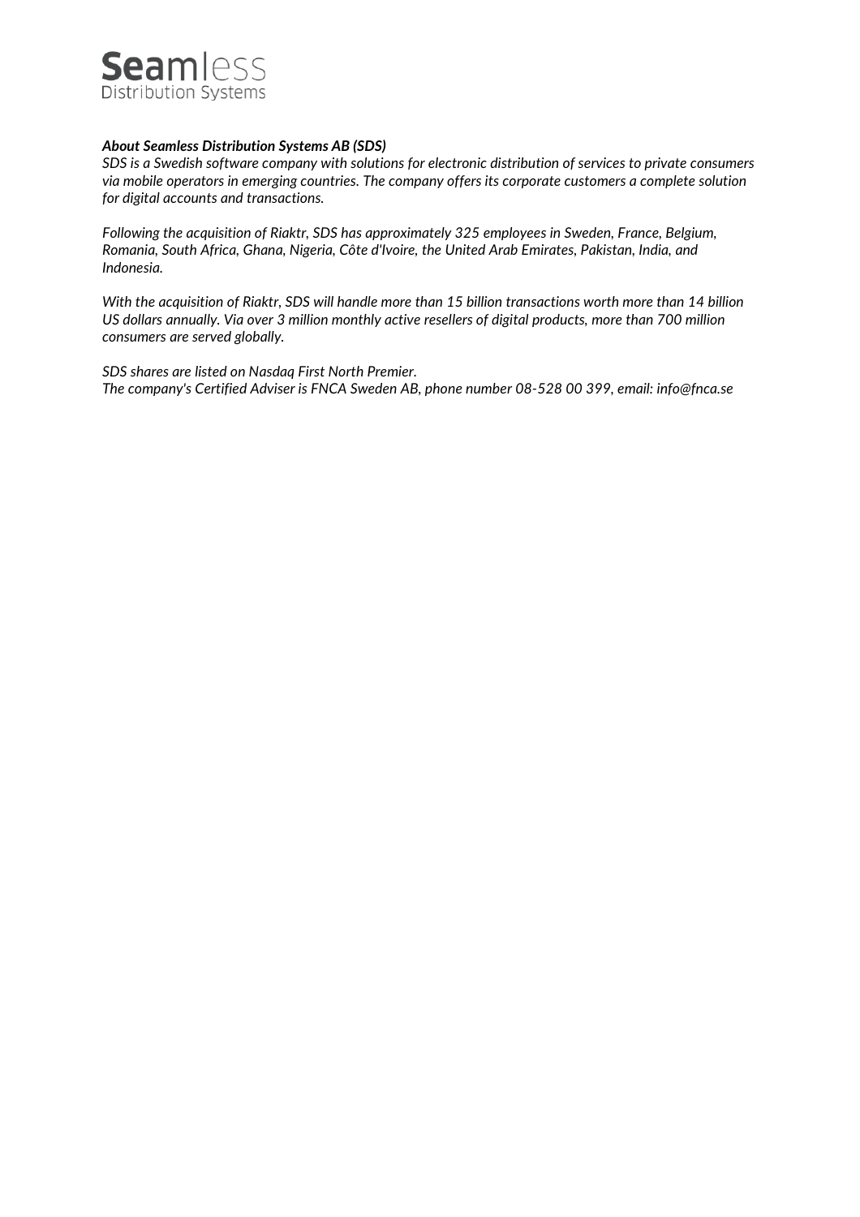***About Seamless Distribution Systems AB (SDS)***

*SDS is a Swedish software company with solutions for electronic distribution of services to private consumers via mobile operators in emerging countries. The company offers its corporate customers a complete solution for digital accounts and transactions.*

*Following the acquisition of Riaktr, SDS has approximately 325 employees in Sweden, France, Belgium, Romania, South Africa, Ghana, Nigeria, Côte d'Ivoire, the United Arab Emirates, Pakistan, India, and Indonesia.*

*With the acquisition of Riaktr, SDS will handle more than 15 billion transactions worth more than 14 billion US dollars annually. Via over 3 million monthly active resellers of digital products, more than 700 million consumers are served globally.*

*SDS shares are listed on Nasdaq First North Premier.*
*The company's Certified Adviser is FNCA Sweden AB, phone number 08-528 00 399, email: info@fnca.se*